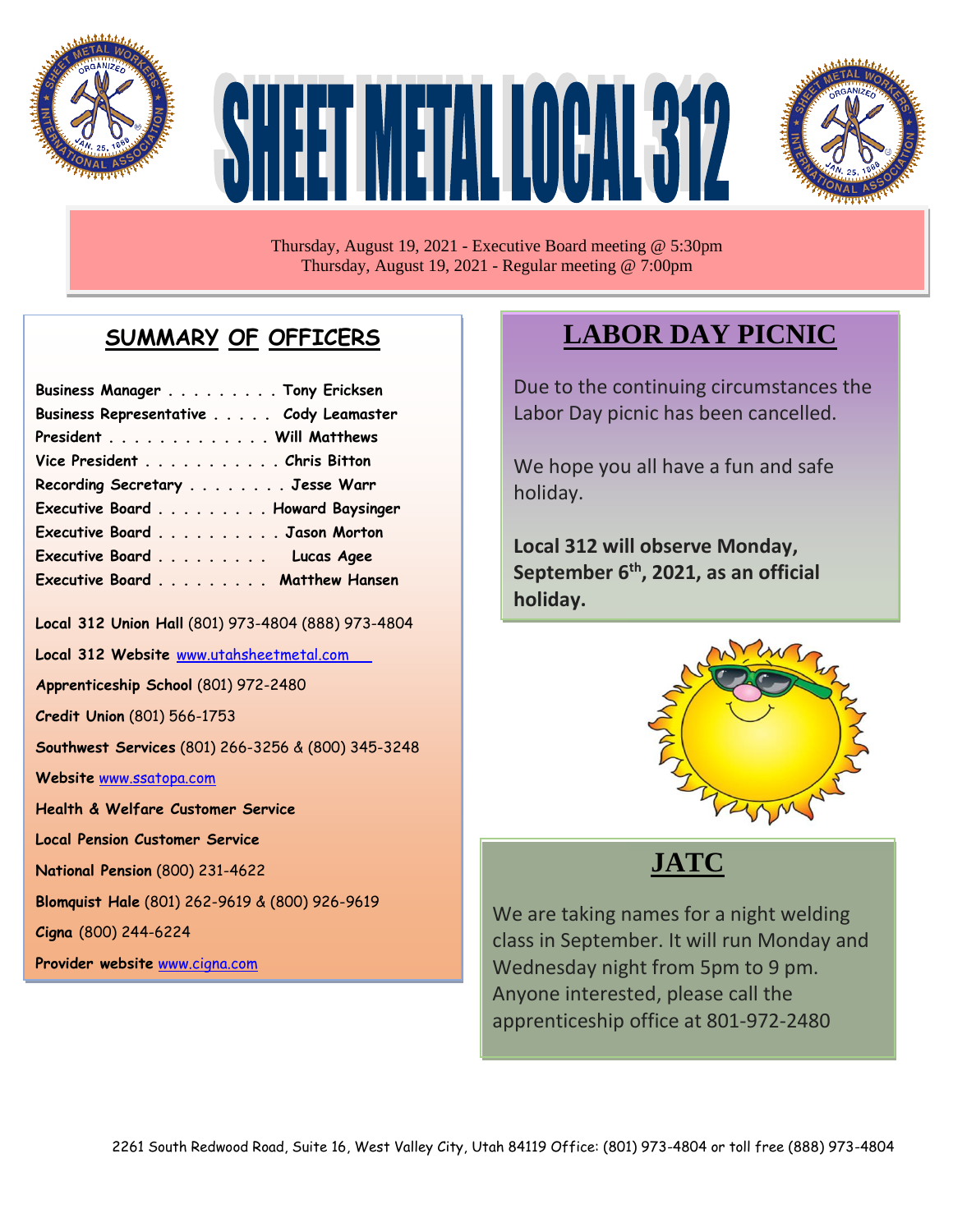# SHEET METAL LOCAL 312

Thursday, August 19, 2021 - Executive Board meeting @ 5:30pm
Thursday, August 19, 2021 - Regular meeting @ 7:00pm

## SUMMARY OF OFFICERS

**Business Manager . . . . . . . . . Tony Ericksen**
**Business Representative . . . . . Cody Leamaster**
**President . . . . . . . . . . . . . Will Matthews**
**Vice President . . . . . . . . . . . Chris Bitton**
**Recording Secretary . . . . . . . . Jesse Warr**
**Executive Board . . . . . . . . . Howard Baysinger**
**Executive Board . . . . . . . . . . Jason Morton**
**Executive Board . . . . . . . . . Lucas Agee**
**Executive Board . . . . . . . . . Matthew Hansen**

**Local 312 Union Hall** (801) 973-4804 (888) 973-4804

**Local 312 Website** www.utahsheetmetal.com

**Apprenticeship School** (801) 972-2480

**Credit Union** (801) 566-1753

**Southwest Services** (801) 266-3256 & (800) 345-3248

**Website** www.ssatopa.com

**Health & Welfare Customer Service**

**Local Pension Customer Service**

**National Pension** (800) 231-4622

**Blomquist Hale** (801) 262-9619 & (800) 926-9619

**Cigna** (800) 244-6224

**Provider website** www.cigna.com

## LABOR DAY PICNIC

Due to the continuing circumstances the Labor Day picnic has been cancelled.

We hope you all have a fun and safe holiday.

**Local 312 will observe Monday, September 6th, 2021, as an official holiday.**

## JATC

We are taking names for a night welding class in September. It will run Monday and Wednesday night from 5pm to 9 pm. Anyone interested, please call the apprenticeship office at 801-972-2480

2261 South Redwood Road, Suite 16, West Valley City, Utah 84119 Office: (801) 973-4804 or toll free (888) 973-4804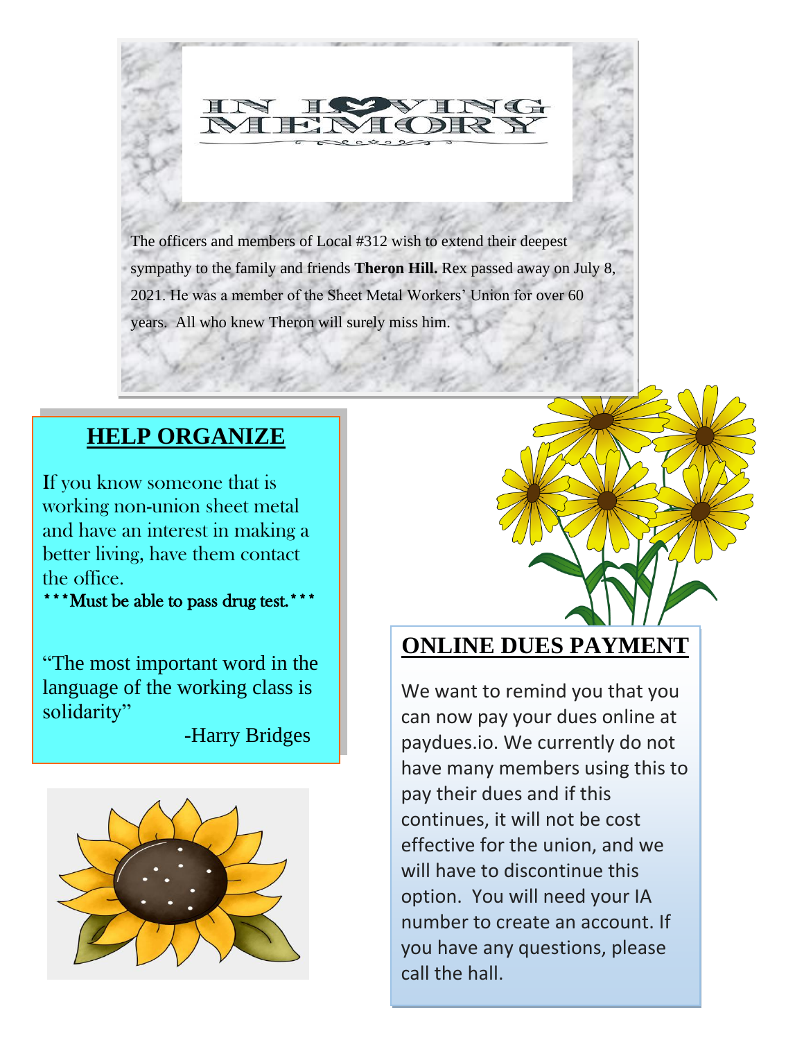# IN LOVING MEMORY

The officers and members of Local #312 wish to extend their deepest sympathy to the family and friends **Theron Hill.** Rex passed away on July 8, 2021. He was a member of the Sheet Metal Workers' Union for over 60 years. All who knew Theron will surely miss him.

## HELP ORGANIZE

If you know someone that is working non-union sheet metal and have an interest in making a better living, have them contact the office.

***Must be able to pass drug test.***

"The most important word in the language of the working class is solidarity"

-Harry Bridges

## ONLINE DUES PAYMENT

We want to remind you that you can now pay your dues online at paydues.io. We currently do not have many members using this to pay their dues and if this continues, it will not be cost effective for the union, and we will have to discontinue this option. You will need your IA number to create an account. If you have any questions, please call the hall.